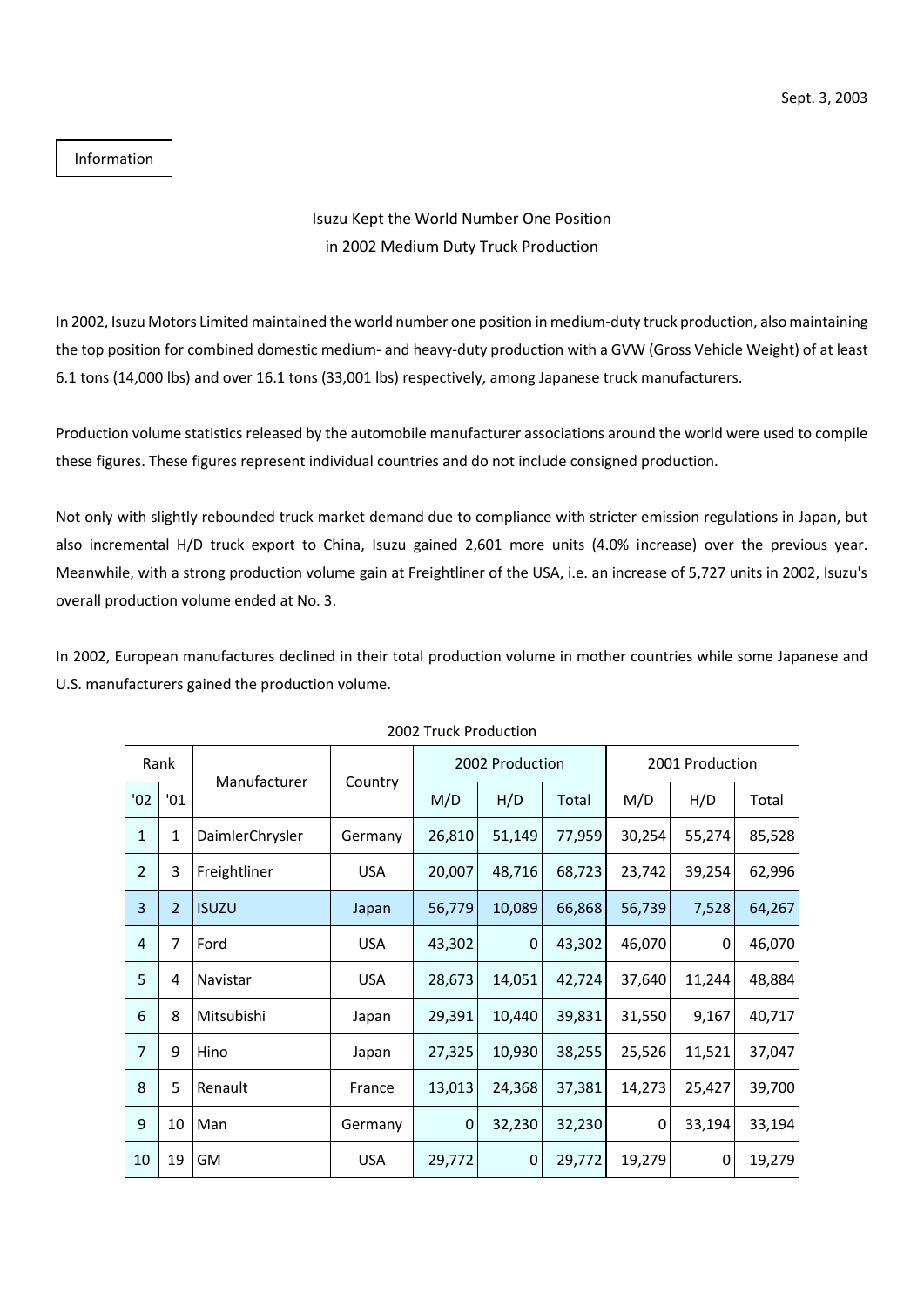Sept. 3, 2003

Information

# Isuzu Kept the World Number One Position in 2002 Medium Duty Truck Production

In 2002, Isuzu Motors Limited maintained the world number one position in medium-duty truck production, also maintaining the top position for combined domestic medium- and heavy-duty production with a GVW (Gross Vehicle Weight) of at least 6.1 tons (14,000 lbs) and over 16.1 tons (33,001 lbs) respectively, among Japanese truck manufacturers.

Production volume statistics released by the automobile manufacturer associations around the world were used to compile these figures. These figures represent individual countries and do not include consigned production.

Not only with slightly rebounded truck market demand due to compliance with stricter emission regulations in Japan, but also incremental H/D truck export to China, Isuzu gained 2,601 more units (4.0% increase) over the previous year. Meanwhile, with a strong production volume gain at Freightliner of the USA, i.e. an increase of 5,727 units in 2002, Isuzu's overall production volume ended at No. 3.

In 2002, European manufactures declined in their total production volume in mother countries while some Japanese and U.S. manufacturers gained the production volume.

2002 Truck Production

| Rank | | Manufacturer | Country | 2002 Production | | | 2001 Production | | |
|---|---|---|---|---|---|---|---|---|---|
| '02 | '01 | | | M/D | H/D | Total | M/D | H/D | Total |
| 1 | 1 | DaimlerChrysler | Germany | 26,810 | 51,149 | 77,959 | 30,254 | 55,274 | 85,528 |
| 2 | 3 | Freightliner | USA | 20,007 | 48,716 | 68,723 | 23,742 | 39,254 | 62,996 |
| 3 | 2 | ISUZU | Japan | 56,779 | 10,089 | 66,868 | 56,739 | 7,528 | 64,267 |
| 4 | 7 | Ford | USA | 43,302 | 0 | 43,302 | 46,070 | 0 | 46,070 |
| 5 | 4 | Navistar | USA | 28,673 | 14,051 | 42,724 | 37,640 | 11,244 | 48,884 |
| 6 | 8 | Mitsubishi | Japan | 29,391 | 10,440 | 39,831 | 31,550 | 9,167 | 40,717 |
| 7 | 9 | Hino | Japan | 27,325 | 10,930 | 38,255 | 25,526 | 11,521 | 37,047 |
| 8 | 5 | Renault | France | 13,013 | 24,368 | 37,381 | 14,273 | 25,427 | 39,700 |
| 9 | 10 | Man | Germany | 0 | 32,230 | 32,230 | 0 | 33,194 | 33,194 |
| 10 | 19 | GM | USA | 29,772 | 0 | 29,772 | 19,279 | 0 | 19,279 |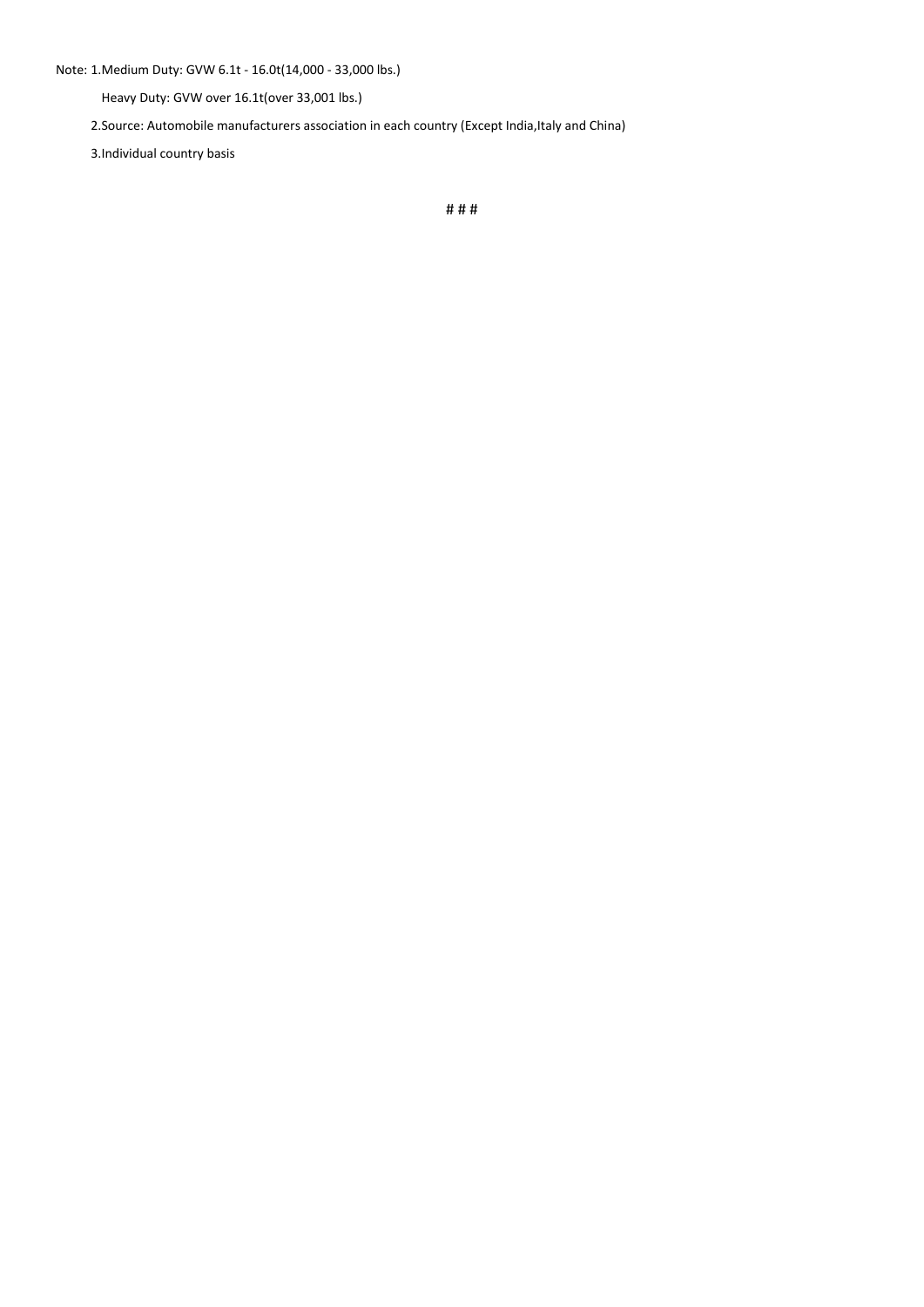Note: 1.Medium Duty: GVW 6.1t - 16.0t(14,000 - 33,000 lbs.)

Heavy Duty: GVW over 16.1t(over 33,001 lbs.)

2.Source: Automobile manufacturers association in each country (Except India,Italy and China)

3.Individual country basis

# # #